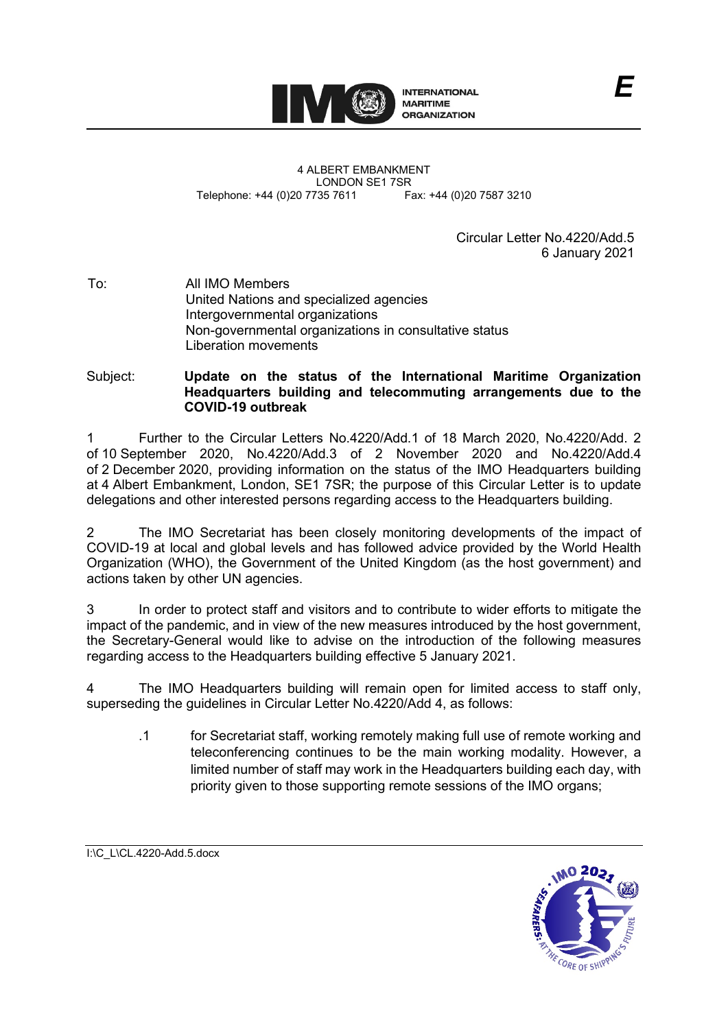**E**

INTERNATIONAL MARITIME ORGANIZATION

4 ALBERT EMBANKMENT
LONDON SE1 7SR
Telephone: +44 (0)20 7735 7611 Fax: +44 (0)20 7587 3210

Circular Letter No.4220/Add.5
6 January 2021

To: All IMO Members
United Nations and specialized agencies
Intergovernmental organizations
Non-governmental organizations in consultative status
Liberation movements

Subject: **Update on the status of the International Maritime Organization Headquarters building and telecommuting arrangements due to the COVID-19 outbreak**

1 Further to the Circular Letters No.4220/Add.1 of 18 March 2020, No.4220/Add. 2 of 10 September 2020, No.4220/Add.3 of 2 November 2020 and No.4220/Add.4 of 2 December 2020, providing information on the status of the IMO Headquarters building at 4 Albert Embankment, London, SE1 7SR; the purpose of this Circular Letter is to update delegations and other interested persons regarding access to the Headquarters building.

2 The IMO Secretariat has been closely monitoring developments of the impact of COVID-19 at local and global levels and has followed advice provided by the World Health Organization (WHO), the Government of the United Kingdom (as the host government) and actions taken by other UN agencies.

3 In order to protect staff and visitors and to contribute to wider efforts to mitigate the impact of the pandemic, and in view of the new measures introduced by the host government, the Secretary-General would like to advise on the introduction of the following measures regarding access to the Headquarters building effective 5 January 2021.

4 The IMO Headquarters building will remain open for limited access to staff only, superseding the guidelines in Circular Letter No.4220/Add 4, as follows:

.1 for Secretariat staff, working remotely making full use of remote working and teleconferencing continues to be the main working modality. However, a limited number of staff may work in the Headquarters building each day, with priority given to those supporting remote sessions of the IMO organs;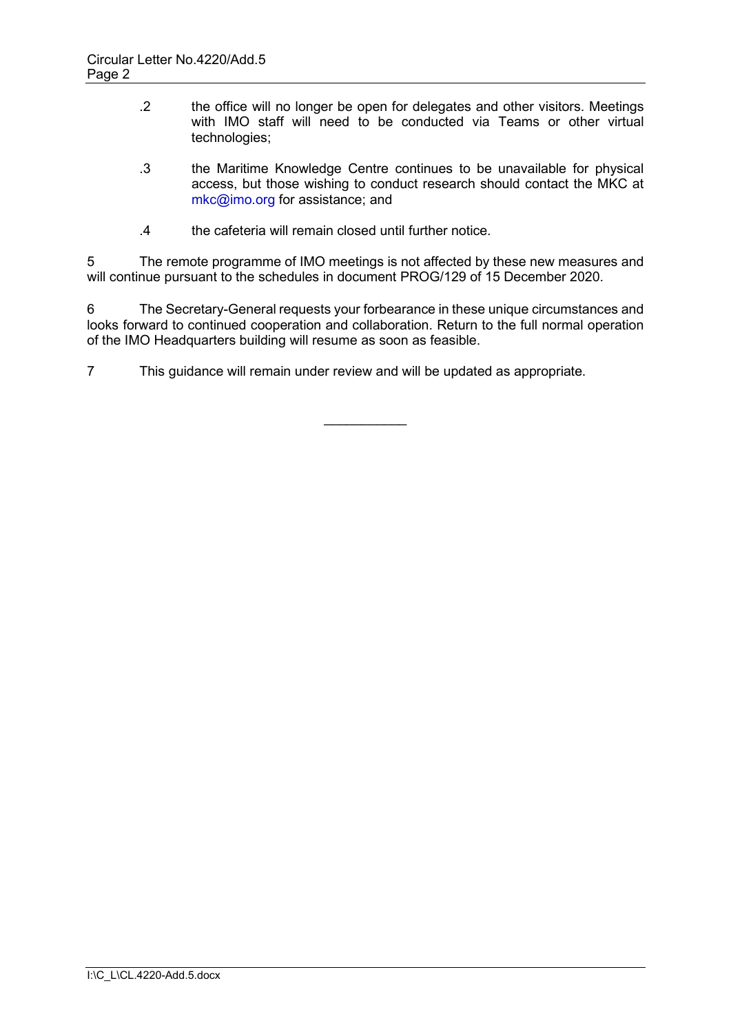.2 the office will no longer be open for delegates and other visitors. Meetings with IMO staff will need to be conducted via Teams or other virtual technologies;

.3 the Maritime Knowledge Centre continues to be unavailable for physical access, but those wishing to conduct research should contact the MKC at mkc@imo.org for assistance; and

.4 the cafeteria will remain closed until further notice.

5 The remote programme of IMO meetings is not affected by these new measures and will continue pursuant to the schedules in document PROG/129 of 15 December 2020.

6 The Secretary-General requests your forbearance in these unique circumstances and looks forward to continued cooperation and collaboration. Return to the full normal operation of the IMO Headquarters building will resume as soon as feasible.

7 This guidance will remain under review and will be updated as appropriate.

\_\_\_\_\_\_\_\_\_\_\_